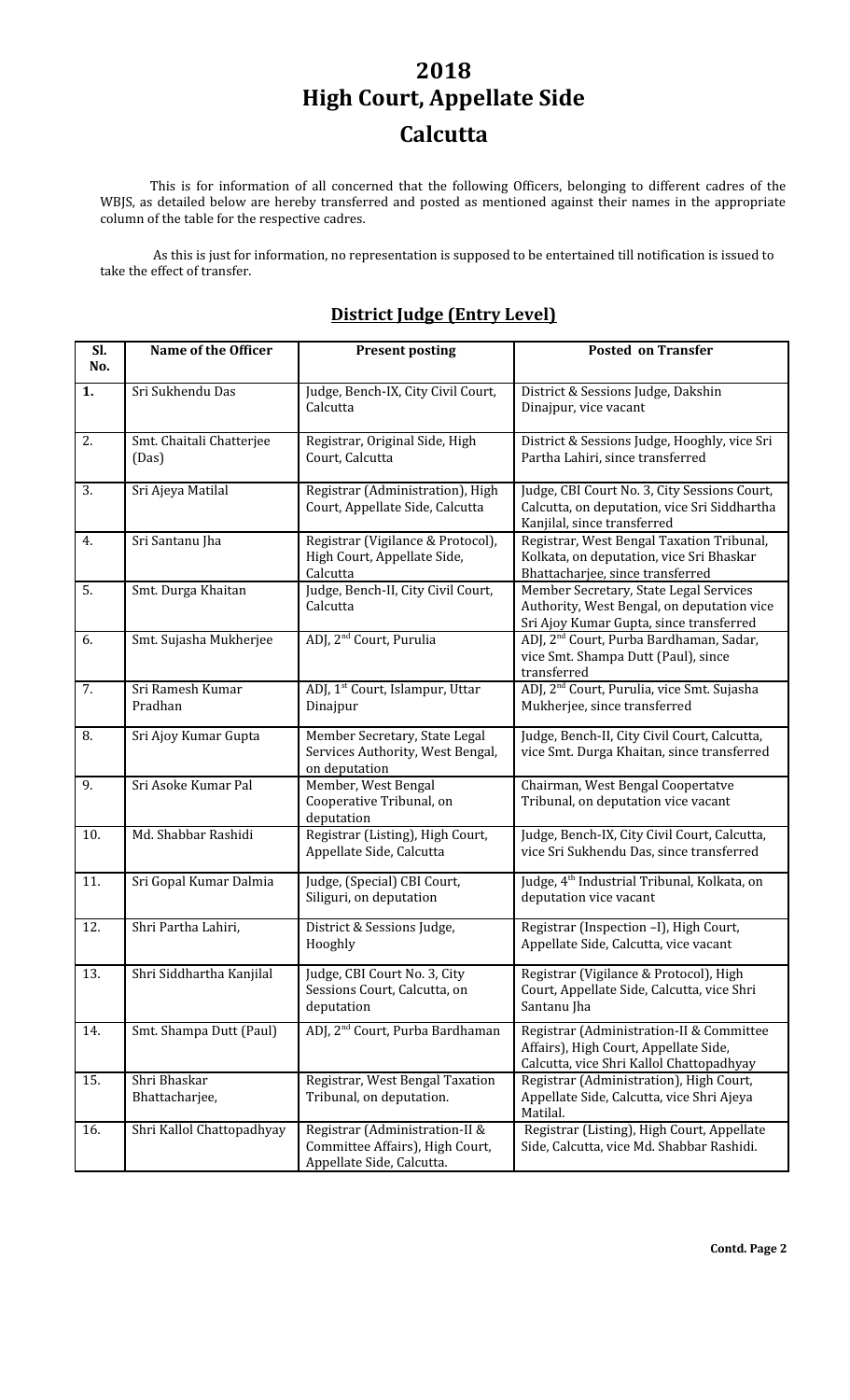# 2018
# High Court, Appellate Side
# Calcutta

This is for information of all concerned that the following Officers, belonging to different cadres of the WBJS, as detailed below are hereby transferred and posted as mentioned against their names in the appropriate column of the table for the respective cadres.

As this is just for information, no representation is supposed to be entertained till notification is issued to take the effect of transfer.

## District Judge (Entry Level)

| Sl. No. | Name of the Officer | Present posting | Posted on Transfer |
|---|---|---|---|
| **1.** | Sri Sukhendu Das | Judge, Bench-IX, City Civil Court, Calcutta | District & Sessions Judge, Dakshin Dinajpur, vice vacant |
| 2. | Smt. Chaitali Chatterjee (Das) | Registrar, Original Side, High Court, Calcutta | District & Sessions Judge, Hooghly, vice Sri Partha Lahiri, since transferred |
| 3. | Sri Ajeya Matilal | Registrar (Administration), High Court, Appellate Side, Calcutta | Judge, CBI Court No. 3, City Sessions Court, Calcutta, on deputation, vice Sri Siddhartha Kanjilal, since transferred |
| 4. | Sri Santanu Jha | Registrar (Vigilance & Protocol), High Court, Appellate Side, Calcutta | Registrar, West Bengal Taxation Tribunal, Kolkata, on deputation, vice Sri Bhaskar Bhattacharjee, since transferred |
| 5. | Smt. Durga Khaitan | Judge, Bench-II, City Civil Court, Calcutta | Member Secretary, State Legal Services Authority, West Bengal, on deputation vice Sri Ajoy Kumar Gupta, since transferred |
| 6. | Smt. Sujasha Mukherjee | ADJ, 2nd Court, Purulia | ADJ, 2nd Court, Purba Bardhaman, Sadar, vice Smt. Shampa Dutt (Paul), since transferred |
| 7. | Sri Ramesh Kumar Pradhan | ADJ, 1st Court, Islampur, Uttar Dinajpur | ADJ, 2nd Court, Purulia, vice Smt. Sujasha Mukherjee, since transferred |
| 8. | Sri Ajoy Kumar Gupta | Member Secretary, State Legal Services Authority, West Bengal, on deputation | Judge, Bench-II, City Civil Court, Calcutta, vice Smt. Durga Khaitan, since transferred |
| 9. | Sri Asoke Kumar Pal | Member, West Bengal Cooperative Tribunal, on deputation | Chairman, West Bengal Coopertatve Tribunal, on deputation vice vacant |
| 10. | Md. Shabbar Rashidi | Registrar (Listing), High Court, Appellate Side, Calcutta | Judge, Bench-IX, City Civil Court, Calcutta, vice Sri Sukhendu Das, since transferred |
| 11. | Sri Gopal Kumar Dalmia | Judge, (Special) CBI Court, Siliguri, on deputation | Judge, 4th Industrial Tribunal, Kolkata, on deputation vice vacant |
| 12. | Shri Partha Lahiri, | District & Sessions Judge, Hooghly | Registrar (Inspection –I), High Court, Appellate Side, Calcutta, vice vacant |
| 13. | Shri Siddhartha Kanjilal | Judge, CBI Court No. 3, City Sessions Court, Calcutta, on deputation | Registrar (Vigilance & Protocol), High Court, Appellate Side, Calcutta, vice Shri Santanu Jha |
| 14. | Smt. Shampa Dutt (Paul) | ADJ, 2nd Court, Purba Bardhaman | Registrar (Administration-II & Committee Affairs), High Court, Appellate Side, Calcutta, vice Shri Kallol Chattopadhyay |
| 15. | Shri Bhaskar Bhattacharjee, | Registrar, West Bengal Taxation Tribunal, on deputation. | Registrar (Administration), High Court, Appellate Side, Calcutta, vice Shri Ajeya Matilal. |
| 16. | Shri Kallol Chattopadhyay | Registrar (Administration-II & Committee Affairs), High Court, Appellate Side, Calcutta. | Registrar (Listing), High Court, Appellate Side, Calcutta, vice Md. Shabbar Rashidi. |

**Contd. Page 2**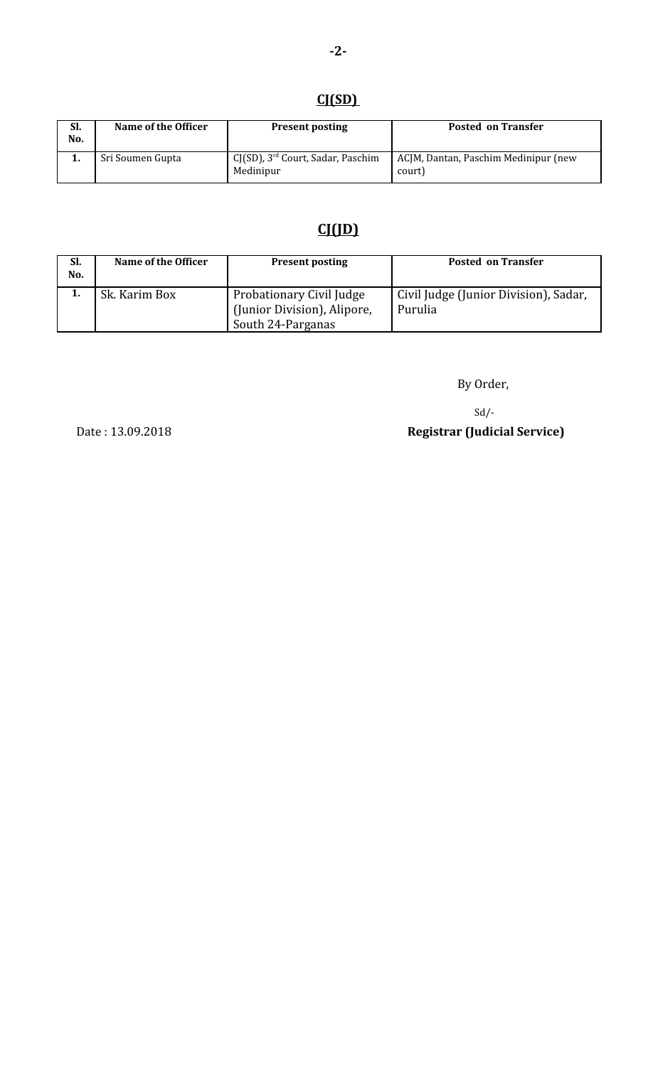## CJ(SD)

| Sl. No. | Name of the Officer | Present posting | Posted on Transfer |
|---|---|---|---|
| 1. | Sri Soumen Gupta | CJ(SD), 3rd Court, Sadar, Paschim Medinipur | ACJM, Dantan, Paschim Medinipur (new court) |

## CJ(JD)

| Sl. No. | Name of the Officer | Present posting | Posted on Transfer |
|---|---|---|---|
| 1. | Sk. Karim Box | Probationary Civil Judge (Junior Division), Alipore, South 24-Parganas | Civil Judge (Junior Division), Sadar, Purulia |

By Order,

Sd/-

Date : 13.09.2018

**Registrar (Judicial Service)**